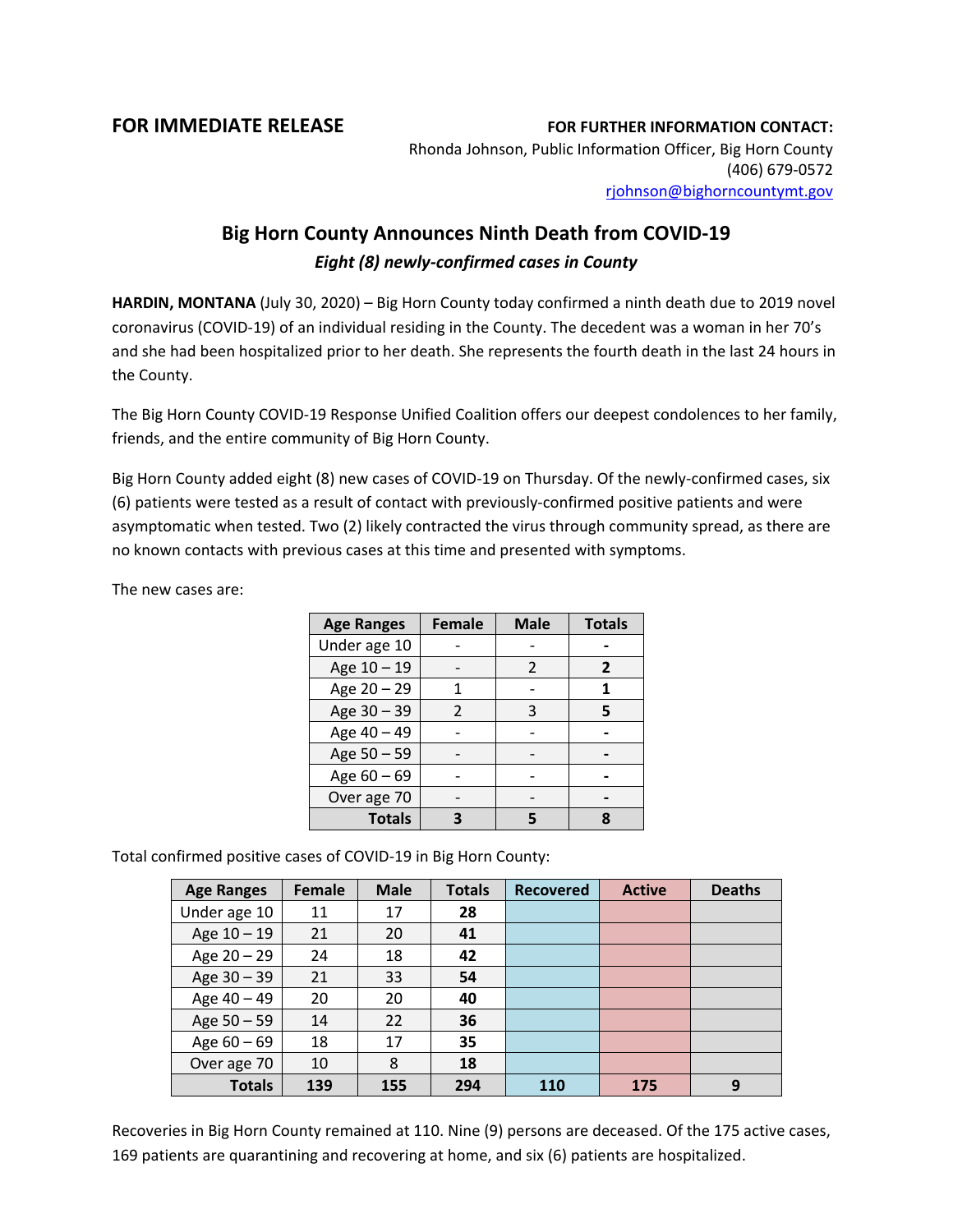**FOR IMMEDIATE RELEASE**

**FOR FURTHER INFORMATION CONTACT:**
Rhonda Johnson, Public Information Officer, Big Horn County
(406) 679-0572
rjohnson@bighorncountymt.gov

# Big Horn County Announces Ninth Death from COVID-19

***Eight (8) newly-confirmed cases in County***

**HARDIN, MONTANA** (July 30, 2020) – Big Horn County today confirmed a ninth death due to 2019 novel coronavirus (COVID-19) of an individual residing in the County. The decedent was a woman in her 70's and she had been hospitalized prior to her death. She represents the fourth death in the last 24 hours in the County.

The Big Horn County COVID-19 Response Unified Coalition offers our deepest condolences to her family, friends, and the entire community of Big Horn County.

Big Horn County added eight (8) new cases of COVID-19 on Thursday. Of the newly-confirmed cases, six (6) patients were tested as a result of contact with previously-confirmed positive patients and were asymptomatic when tested. Two (2) likely contracted the virus through community spread, as there are no known contacts with previous cases at this time and presented with symptoms.

The new cases are:

| Age Ranges | Female | Male | Totals |
|---|---|---|---|
| Under age 10 | - | - | **-** |
| Age 10 – 19 | - | 2 | **2** |
| Age 20 – 29 | 1 | - | **1** |
| Age 30 – 39 | 2 | 3 | **5** |
| Age 40 – 49 | - | - | **-** |
| Age 50 – 59 | - | - | **-** |
| Age 60 – 69 | - | - | **-** |
| Over age 70 | - | - | **-** |
| **Totals** | **3** | **5** | **8** |

Total confirmed positive cases of COVID-19 in Big Horn County:

| Age Ranges | Female | Male | Totals | Recovered | Active | Deaths |
|---|---|---|---|---|---|---|
| Under age 10 | 11 | 17 | **28** | | | |
| Age 10 – 19 | 21 | 20 | **41** | | | |
| Age 20 – 29 | 24 | 18 | **42** | | | |
| Age 30 – 39 | 21 | 33 | **54** | | | |
| Age 40 – 49 | 20 | 20 | **40** | | | |
| Age 50 – 59 | 14 | 22 | **36** | | | |
| Age 60 – 69 | 18 | 17 | **35** | | | |
| Over age 70 | 10 | 8 | **18** | | | |
| **Totals** | **139** | **155** | **294** | **110** | **175** | **9** |

Recoveries in Big Horn County remained at 110. Nine (9) persons are deceased. Of the 175 active cases, 169 patients are quarantining and recovering at home, and six (6) patients are hospitalized.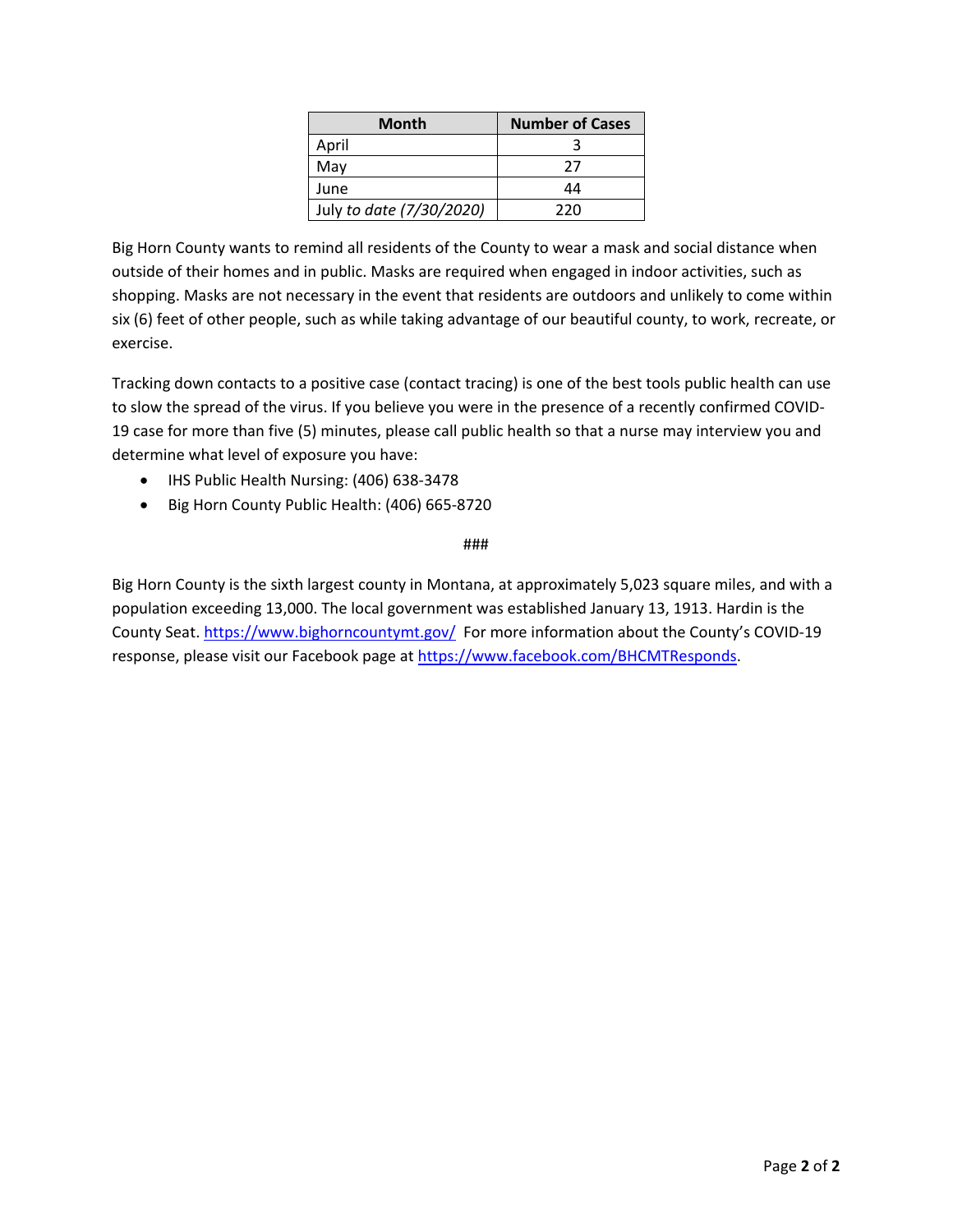| Month | Number of Cases |
|---|---|
| April | 3 |
| May | 27 |
| June | 44 |
| July *to date (7/30/2020)* | 220 |

Big Horn County wants to remind all residents of the County to wear a mask and social distance when outside of their homes and in public. Masks are required when engaged in indoor activities, such as shopping. Masks are not necessary in the event that residents are outdoors and unlikely to come within six (6) feet of other people, such as while taking advantage of our beautiful county, to work, recreate, or exercise.

Tracking down contacts to a positive case (contact tracing) is one of the best tools public health can use to slow the spread of the virus. If you believe you were in the presence of a recently confirmed COVID-19 case for more than five (5) minutes, please call public health so that a nurse may interview you and determine what level of exposure you have:

- IHS Public Health Nursing: (406) 638-3478
- Big Horn County Public Health: (406) 665-8720

###

Big Horn County is the sixth largest county in Montana, at approximately 5,023 square miles, and with a population exceeding 13,000. The local government was established January 13, 1913. Hardin is the County Seat. https://www.bighorncountymt.gov/ For more information about the County's COVID-19 response, please visit our Facebook page at https://www.facebook.com/BHCMTResponds.